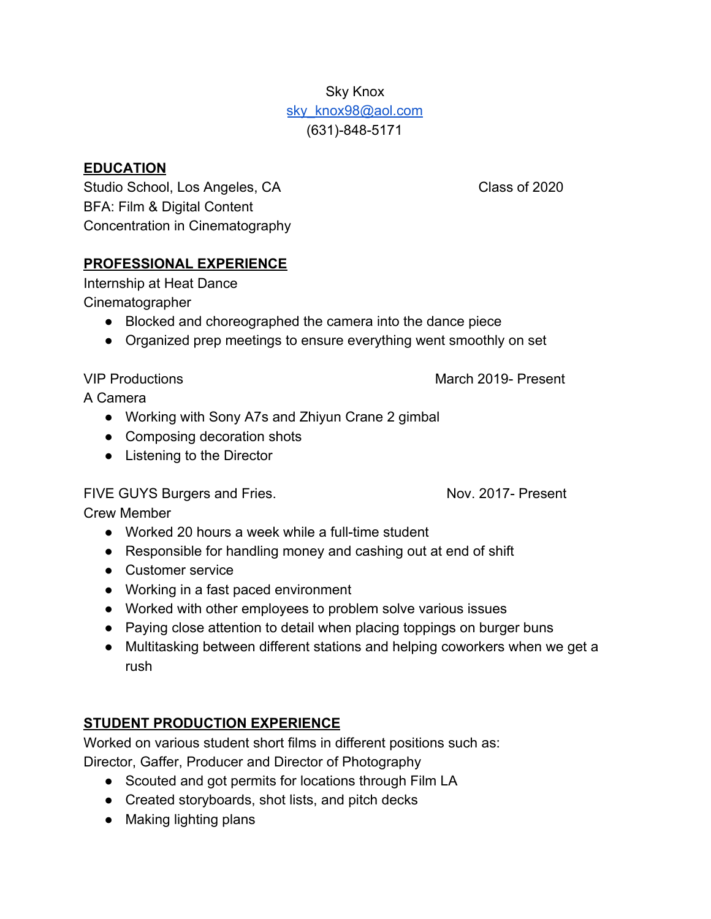Sky Knox
sky_knox98@aol.com
(631)-848-5171

## EDUCATION

Studio School, Los Angeles, CA — Class of 2020
BFA: Film & Digital Content
Concentration in Cinematography

## PROFESSIONAL EXPERIENCE

Internship at Heat Dance
Cinematographer

- Blocked and choreographed the camera into the dance piece
- Organized prep meetings to ensure everything went smoothly on set

VIP Productions — March 2019- Present
A Camera

- Working with Sony A7s and Zhiyun Crane 2 gimbal
- Composing decoration shots
- Listening to the Director

FIVE GUYS Burgers and Fries. — Nov. 2017- Present
Crew Member

- Worked 20 hours a week while a full-time student
- Responsible for handling money and cashing out at end of shift
- Customer service
- Working in a fast paced environment
- Worked with other employees to problem solve various issues
- Paying close attention to detail when placing toppings on burger buns
- Multitasking between different stations and helping coworkers when we get a rush

## STUDENT PRODUCTION EXPERIENCE

Worked on various student short films in different positions such as:
Director, Gaffer, Producer and Director of Photography

- Scouted and got permits for locations through Film LA
- Created storyboards, shot lists, and pitch decks
- Making lighting plans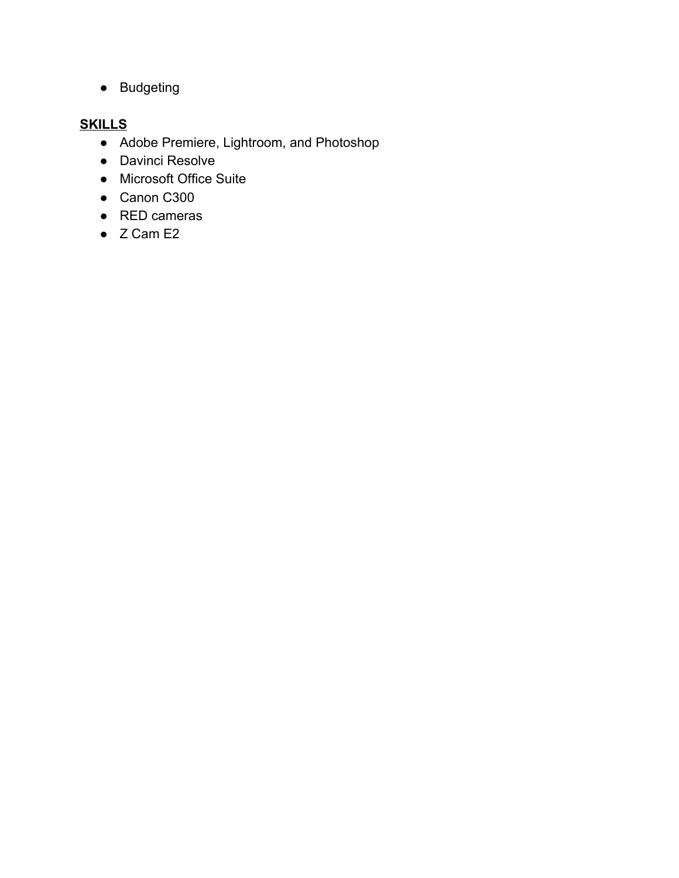- Budgeting

## **SKILLS**

- Adobe Premiere, Lightroom, and Photoshop
- Davinci Resolve
- Microsoft Office Suite
- Canon C300
- RED cameras
- Z Cam E2